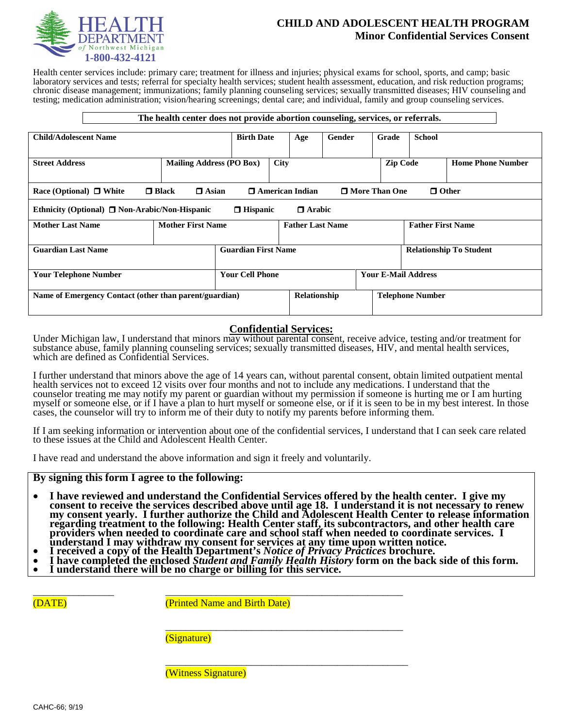**HEALTH DEPARTMENT** *of Northwest Michigan*
**1-800-432-4121**

# CHILD AND ADOLESCENT HEALTH PROGRAM
## Minor Confidential Services Consent

Health center services include: primary care; treatment for illness and injuries; physical exams for school, sports, and camp; basic laboratory services and tests; referral for specialty health services; student health assessment, education, and risk reduction programs; chronic disease management; immunizations; family planning counseling services; sexually transmitted diseases; HIV counseling and testing; medication administration; vision/hearing screenings; dental care; and individual, family and group counseling services.

**The health center does not provide abortion counseling, services, or referrals.**

| **Child/Adolescent Name** | **Birth Date** | **Age** | **Gender** | **Grade** | **School** |
|---|---|---|---|---|---|
| | | | | | |

| **Street Address** | **Mailing Address (PO Box)** | **City** | **Zip Code** | **Home Phone Number** |
|---|---|---|---|---|
| | | | | |

**Race (Optional)** ☐ White ☐ Black ☐ Asian ☐ American Indian ☐ More Than One ☐ Other

**Ethnicity (Optional)** ☐ Non-Arabic/Non-Hispanic ☐ Hispanic ☐ Arabic

| **Mother Last Name** | **Mother First Name** | **Father Last Name** | **Father First Name** |
|---|---|---|---|
| | | | |

| **Guardian Last Name** | **Guardian First Name** | **Relationship To Student** |
|---|---|---|
| | | |

| **Your Telephone Number** | **Your Cell Phone** | **Your E-Mail Address** |
|---|---|---|
| | | |

| **Name of Emergency Contact (other than parent/guardian)** | **Relationship** | **Telephone Number** |
|---|---|---|
| | | |

## Confidential Services:

Under Michigan law, I understand that minors may without parental consent, receive advice, testing and/or treatment for substance abuse, family planning counseling services; sexually transmitted diseases, HIV, and mental health services, which are defined as Confidential Services.

I further understand that minors above the age of 14 years can, without parental consent, obtain limited outpatient mental health services not to exceed 12 visits over four months and not to include any medications. I understand that the counselor treating me may notify my parent or guardian without my permission if someone is hurting me or I am hurting myself or someone else, or if I have a plan to hurt myself or someone else, or if it is seen to be in my best interest. In those cases, the counselor will try to inform me of their duty to notify my parents before informing them.

If I am seeking information or intervention about one of the confidential services, I understand that I can seek care related to these issues at the Child and Adolescent Health Center.

I have read and understand the above information and sign it freely and voluntarily.

**By signing this form I agree to the following:**

- **I have reviewed and understand the Confidential Services offered by the health center. I give my consent to receive the services described above until age 18. I understand it is not necessary to renew my consent yearly. I further authorize the Child and Adolescent Health Center to release information regarding treatment to the following: Health Center staff, its subcontractors, and other health care providers when needed to coordinate care and school staff when needed to coordinate services. I understand I may withdraw my consent for services at any time upon written notice.**
- **I received a copy of the Health Department's *Notice of Privacy Practices* brochure.**
- **I have completed the enclosed *Student and Family Health History* form on the back side of this form.**
- **I understand there will be no charge or billing for this service.**

_______________ (DATE)

_____________________________________________ (Printed Name and Birth Date)

_____________________________________________ (Signature)

_____________________________________________ (Witness Signature)

CAHC-66; 9/19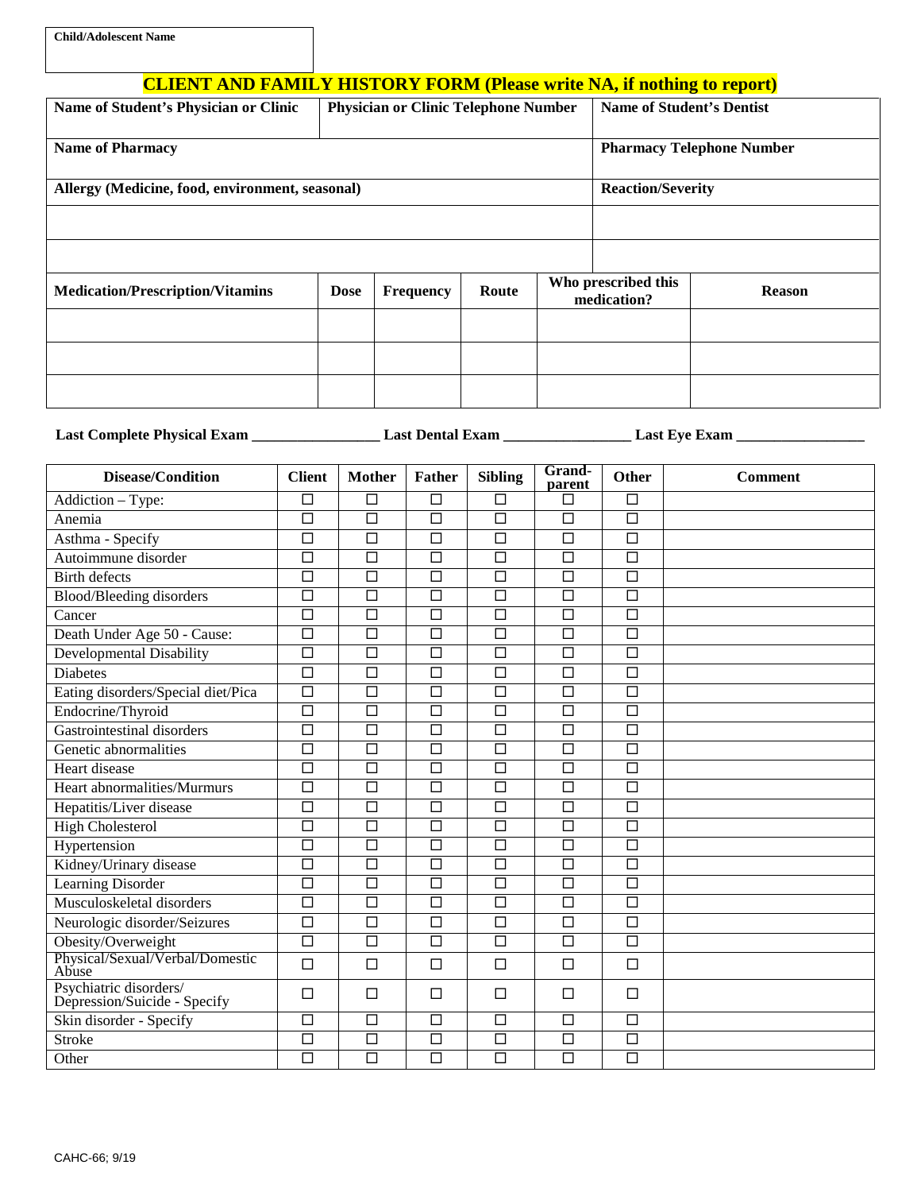| Child/Adolescent Name |
|---|
| |

# CLIENT AND FAMILY HISTORY FORM (Please write NA, if nothing to report)

| Name of Student's Physician or Clinic | Physician or Clinic Telephone Number | Name of Student's Dentist |
|---|---|---|
| | | |

| Name of Pharmacy | Pharmacy Telephone Number |
|---|---|
| | |

| Allergy (Medicine, food, environment, seasonal) | Reaction/Severity |
|---|---|
| | |
| | |

| Medication/Prescription/Vitamins | Dose | Frequency | Route | Who prescribed this medication? | Reason |
|---|---|---|---|---|---|
| | | | | | |
| | | | | | |
| | | | | | |

**Last Complete Physical Exam** ________________ **Last Dental Exam** ________________ **Last Eye Exam** ________________

| Disease/Condition | Client | Mother | Father | Sibling | Grand-parent | Other | Comment |
|---|---|---|---|---|---|---|---|
| Addiction – Type: | ☐ | ☐ | ☐ | ☐ | ☐ | ☐ | |
| Anemia | ☐ | ☐ | ☐ | ☐ | ☐ | ☐ | |
| Asthma - Specify | ☐ | ☐ | ☐ | ☐ | ☐ | ☐ | |
| Autoimmune disorder | ☐ | ☐ | ☐ | ☐ | ☐ | ☐ | |
| Birth defects | ☐ | ☐ | ☐ | ☐ | ☐ | ☐ | |
| Blood/Bleeding disorders | ☐ | ☐ | ☐ | ☐ | ☐ | ☐ | |
| Cancer | ☐ | ☐ | ☐ | ☐ | ☐ | ☐ | |
| Death Under Age 50 - Cause: | ☐ | ☐ | ☐ | ☐ | ☐ | ☐ | |
| Developmental Disability | ☐ | ☐ | ☐ | ☐ | ☐ | ☐ | |
| Diabetes | ☐ | ☐ | ☐ | ☐ | ☐ | ☐ | |
| Eating disorders/Special diet/Pica | ☐ | ☐ | ☐ | ☐ | ☐ | ☐ | |
| Endocrine/Thyroid | ☐ | ☐ | ☐ | ☐ | ☐ | ☐ | |
| Gastrointestinal disorders | ☐ | ☐ | ☐ | ☐ | ☐ | ☐ | |
| Genetic abnormalities | ☐ | ☐ | ☐ | ☐ | ☐ | ☐ | |
| Heart disease | ☐ | ☐ | ☐ | ☐ | ☐ | ☐ | |
| Heart abnormalities/Murmurs | ☐ | ☐ | ☐ | ☐ | ☐ | ☐ | |
| Hepatitis/Liver disease | ☐ | ☐ | ☐ | ☐ | ☐ | ☐ | |
| High Cholesterol | ☐ | ☐ | ☐ | ☐ | ☐ | ☐ | |
| Hypertension | ☐ | ☐ | ☐ | ☐ | ☐ | ☐ | |
| Kidney/Urinary disease | ☐ | ☐ | ☐ | ☐ | ☐ | ☐ | |
| Learning Disorder | ☐ | ☐ | ☐ | ☐ | ☐ | ☐ | |
| Musculoskeletal disorders | ☐ | ☐ | ☐ | ☐ | ☐ | ☐ | |
| Neurologic disorder/Seizures | ☐ | ☐ | ☐ | ☐ | ☐ | ☐ | |
| Obesity/Overweight | ☐ | ☐ | ☐ | ☐ | ☐ | ☐ | |
| Physical/Sexual/Verbal/Domestic Abuse | ☐ | ☐ | ☐ | ☐ | ☐ | ☐ | |
| Psychiatric disorders/ Depression/Suicide - Specify | ☐ | ☐ | ☐ | ☐ | ☐ | ☐ | |
| Skin disorder - Specify | ☐ | ☐ | ☐ | ☐ | ☐ | ☐ | |
| Stroke | ☐ | ☐ | ☐ | ☐ | ☐ | ☐ | |
| Other | ☐ | ☐ | ☐ | ☐ | ☐ | ☐ | |

CAHC-66; 9/19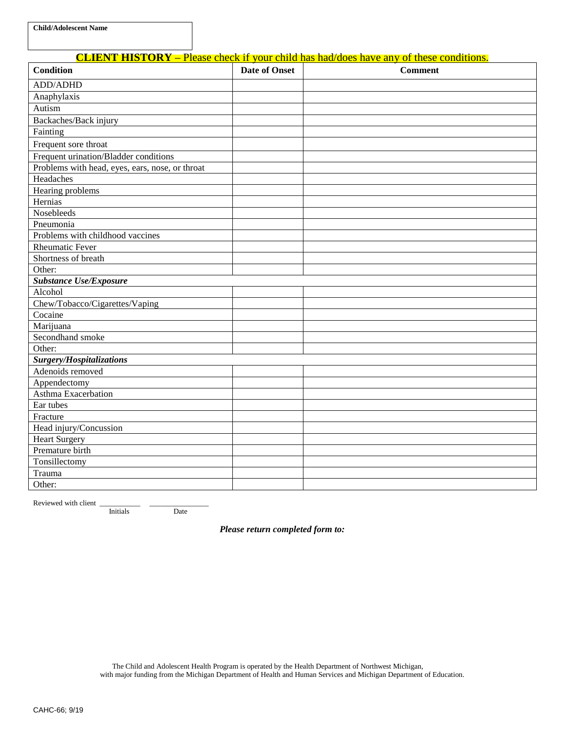| Child/Adolescent Name |
|---|
| |

**CLIENT HISTORY** – Please check if your child has had/does have any of these conditions.

| Condition | Date of Onset | Comment |
|---|---|---|
| ADD/ADHD | | |
| Anaphylaxis | | |
| Autism | | |
| Backaches/Back injury | | |
| Fainting | | |
| Frequent sore throat | | |
| Frequent urination/Bladder conditions | | |
| Problems with head, eyes, ears, nose, or throat | | |
| Headaches | | |
| Hearing problems | | |
| Hernias | | |
| Nosebleeds | | |
| Pneumonia | | |
| Problems with childhood vaccines | | |
| Rheumatic Fever | | |
| Shortness of breath | | |
| Other: | | |
| ***Substance Use/Exposure*** | | |
| Alcohol | | |
| Chew/Tobacco/Cigarettes/Vaping | | |
| Cocaine | | |
| Marijuana | | |
| Secondhand smoke | | |
| Other: | | |
| ***Surgery/Hospitalizations*** | | |
| Adenoids removed | | |
| Appendectomy | | |
| Asthma Exacerbation | | |
| Ear tubes | | |
| Fracture | | |
| Head injury/Concussion | | |
| Heart Surgery | | |
| Premature birth | | |
| Tonsillectomy | | |
| Trauma | | |
| Other: | | |

Reviewed with client __________ _______________
Initials Date

***Please return completed form to:***

The Child and Adolescent Health Program is operated by the Health Department of Northwest Michigan, with major funding from the Michigan Department of Health and Human Services and Michigan Department of Education.

CAHC-66; 9/19